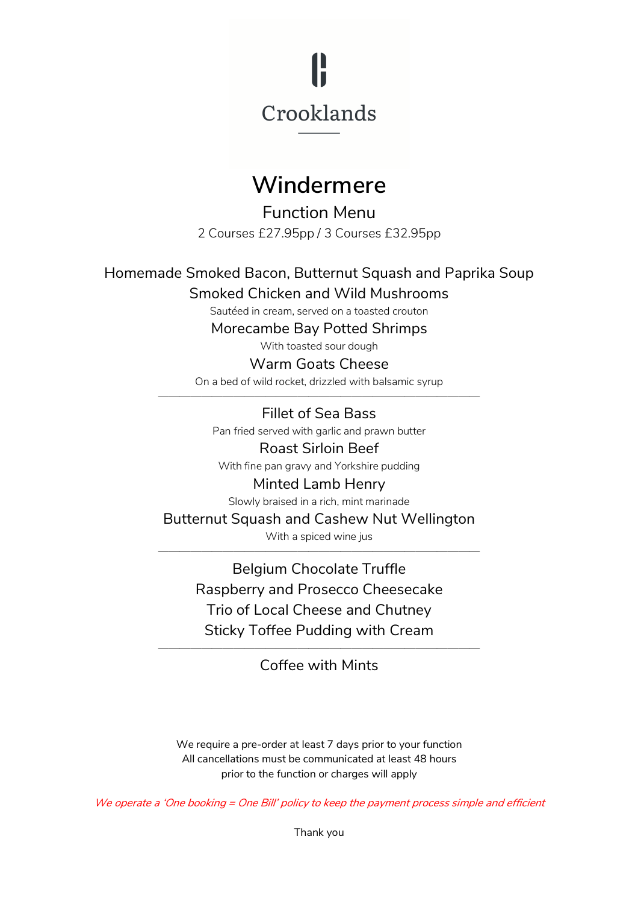Crooklands

# Windermere

## Function Menu

2 Courses £27.95pp / 3 Courses £32.95pp

Homemade Smoked Bacon, Butternut Squash and Paprika Soup

Smoked Chicken and Wild Mushrooms
Sautéed in cream, served on a toasted crouton

Morecambe Bay Potted Shrimps
With toasted sour dough

Warm Goats Cheese
On a bed of wild rocket, drizzled with balsamic syrup

---

Fillet of Sea Bass
Pan fried served with garlic and prawn butter

Roast Sirloin Beef
With fine pan gravy and Yorkshire pudding

Minted Lamb Henry
Slowly braised in a rich, mint marinade

Butternut Squash and Cashew Nut Wellington
With a spiced wine jus

---

Belgium Chocolate Truffle

Raspberry and Prosecco Cheesecake

Trio of Local Cheese and Chutney

Sticky Toffee Pudding with Cream

---

Coffee with Mints

We require a pre-order at least 7 days prior to your function
All cancellations must be communicated at least 48 hours prior to the function or charges will apply

*We operate a 'One booking = One Bill' policy to keep the payment process simple and efficient*

Thank you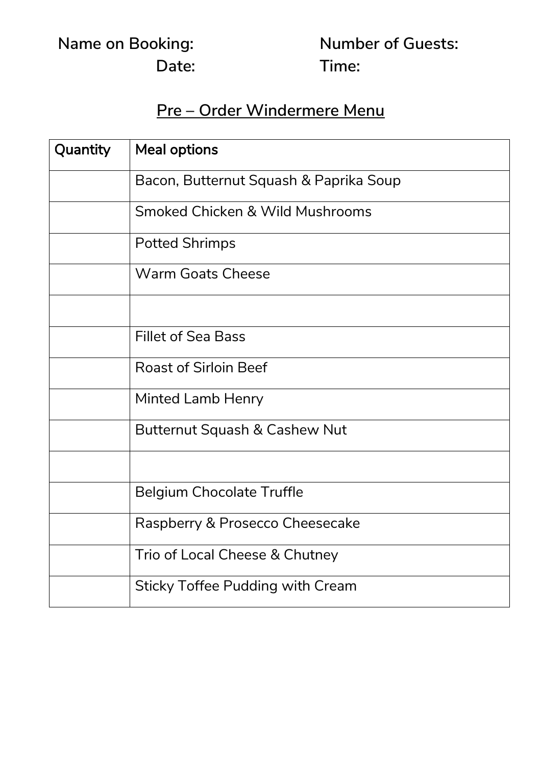Name on Booking: Number of Guests:
Date: Time:

## Pre – Order Windermere Menu

| Quantity | Meal options |
|---|---|
| | Bacon, Butternut Squash & Paprika Soup |
| | Smoked Chicken & Wild Mushrooms |
| | Potted Shrimps |
| | Warm Goats Cheese |
| | |
| | Fillet of Sea Bass |
| | Roast of Sirloin Beef |
| | Minted Lamb Henry |
| | Butternut Squash & Cashew Nut |
| | |
| | Belgium Chocolate Truffle |
| | Raspberry & Prosecco Cheesecake |
| | Trio of Local Cheese & Chutney |
| | Sticky Toffee Pudding with Cream |